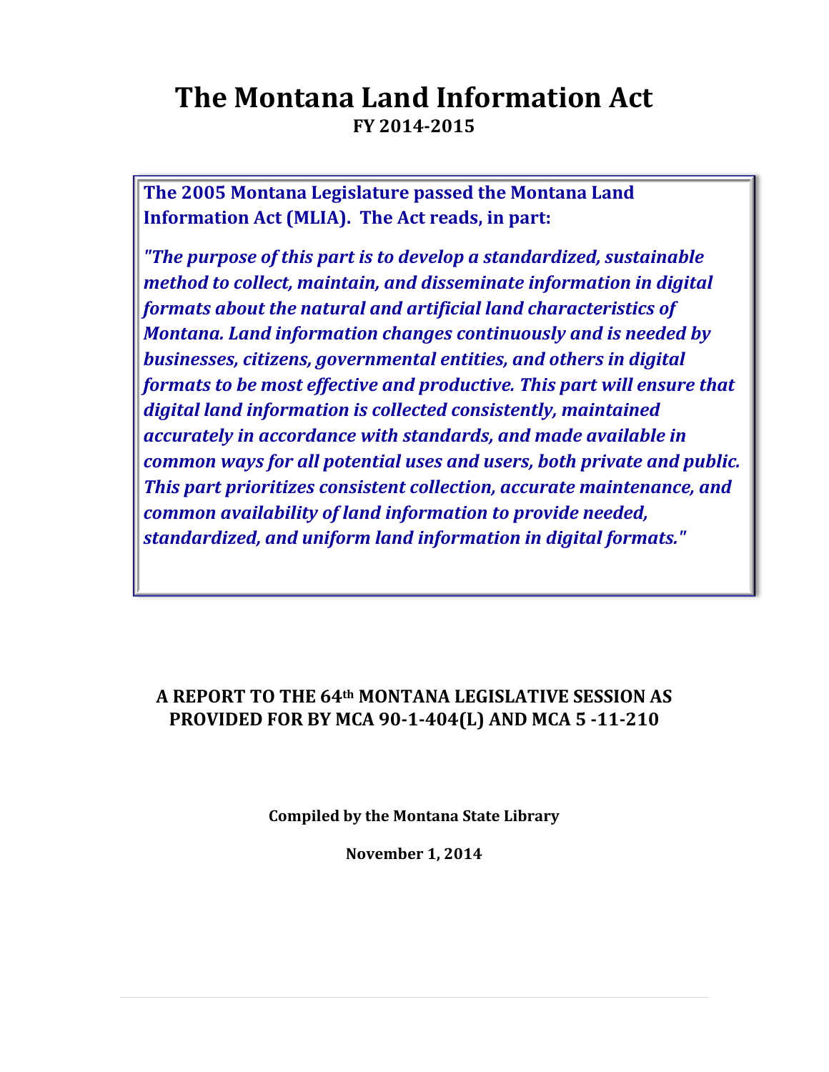# The Montana Land Information Act

**FY 2014-2015**

**The 2005 Montana Legislature passed the Montana Land Information Act (MLIA). The Act reads, in part:**

***"The purpose of this part is to develop a standardized, sustainable method to collect, maintain, and disseminate information in digital formats about the natural and artificial land characteristics of Montana. Land information changes continuously and is needed by businesses, citizens, governmental entities, and others in digital formats to be most effective and productive. This part will ensure that digital land information is collected consistently, maintained accurately in accordance with standards, and made available in common ways for all potential uses and users, both private and public. This part prioritizes consistent collection, accurate maintenance, and common availability of land information to provide needed, standardized, and uniform land information in digital formats."***

**A REPORT TO THE 64th MONTANA LEGISLATIVE SESSION AS PROVIDED FOR BY MCA 90-1-404(L) AND MCA 5 -11-210**

**Compiled by the Montana State Library**

**November 1, 2014**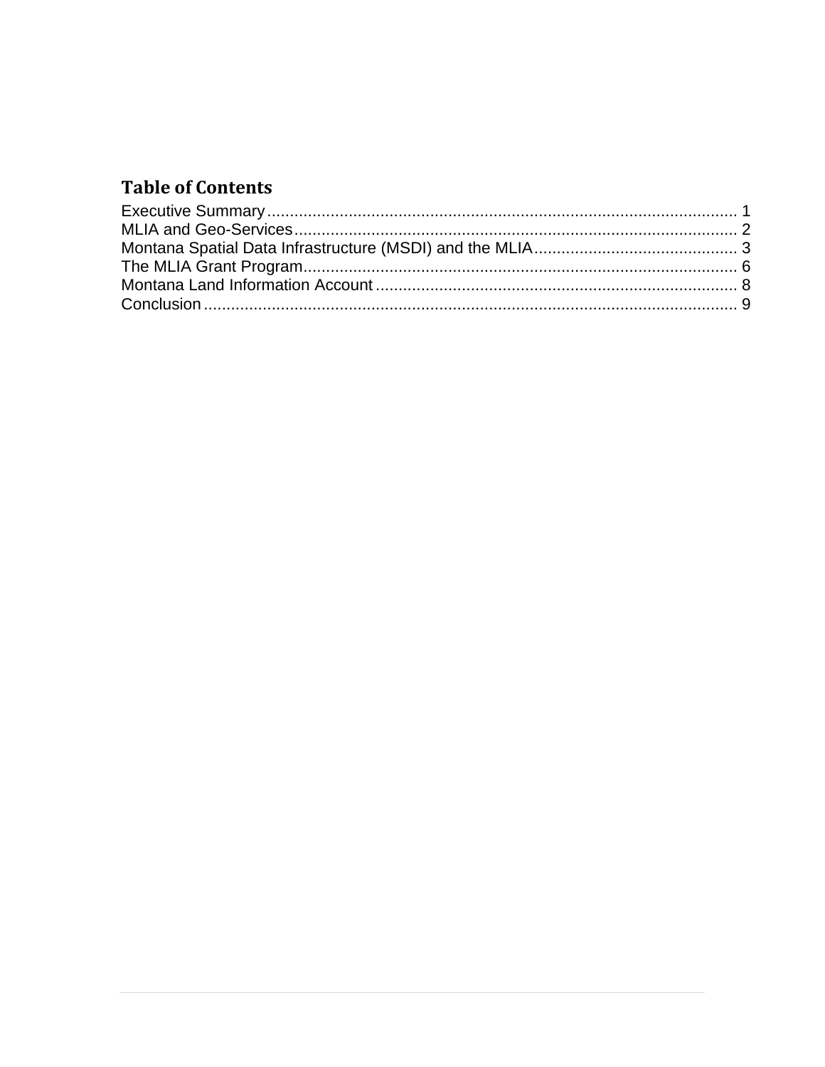## Table of Contents

Executive Summary........................................................................................................ 1
MLIA and Geo-Services................................................................................................. 2
Montana Spatial Data Infrastructure (MSDI) and the MLIA............................................ 3
The MLIA Grant Program............................................................................................... 6
Montana Land Information Account ............................................................................... 8
Conclusion ...................................................................................................................... 9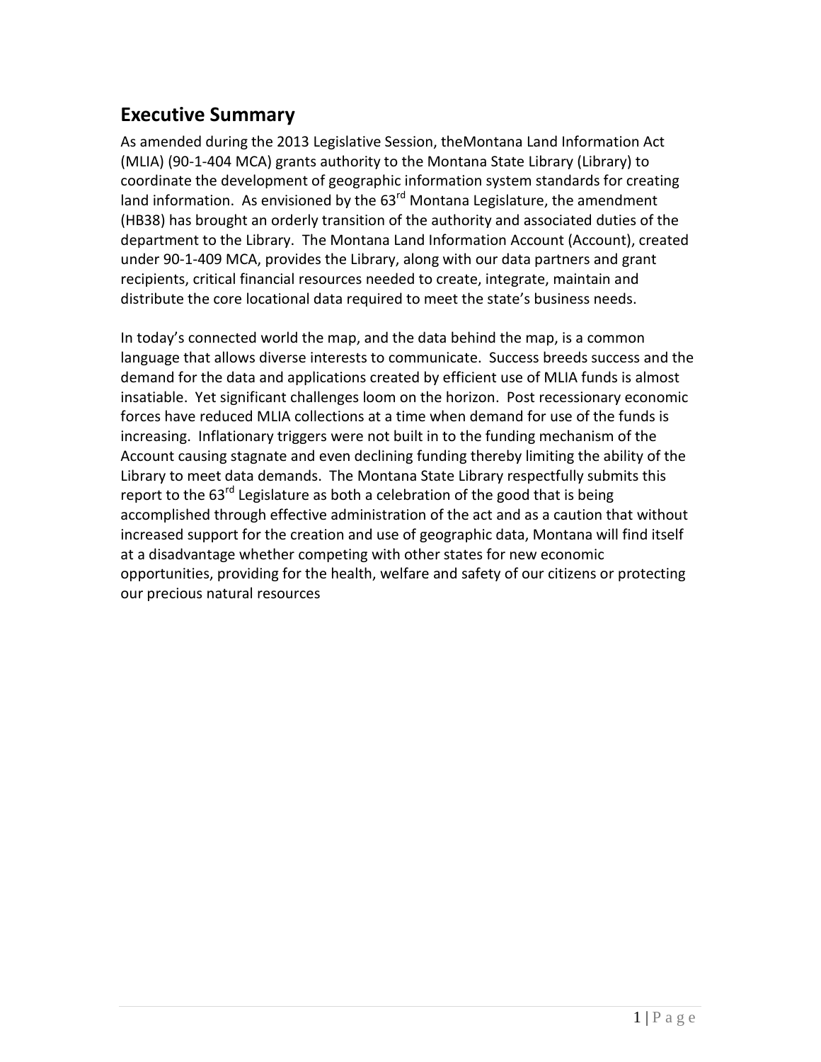## Executive Summary

As amended during the 2013 Legislative Session, theMontana Land Information Act (MLIA) (90-1-404 MCA) grants authority to the Montana State Library (Library) to coordinate the development of geographic information system standards for creating land information. As envisioned by the 63rd Montana Legislature, the amendment (HB38) has brought an orderly transition of the authority and associated duties of the department to the Library. The Montana Land Information Account (Account), created under 90-1-409 MCA, provides the Library, along with our data partners and grant recipients, critical financial resources needed to create, integrate, maintain and distribute the core locational data required to meet the state's business needs.

In today's connected world the map, and the data behind the map, is a common language that allows diverse interests to communicate. Success breeds success and the demand for the data and applications created by efficient use of MLIA funds is almost insatiable. Yet significant challenges loom on the horizon. Post recessionary economic forces have reduced MLIA collections at a time when demand for use of the funds is increasing. Inflationary triggers were not built in to the funding mechanism of the Account causing stagnate and even declining funding thereby limiting the ability of the Library to meet data demands. The Montana State Library respectfully submits this report to the 63rd Legislature as both a celebration of the good that is being accomplished through effective administration of the act and as a caution that without increased support for the creation and use of geographic data, Montana will find itself at a disadvantage whether competing with other states for new economic opportunities, providing for the health, welfare and safety of our citizens or protecting our precious natural resources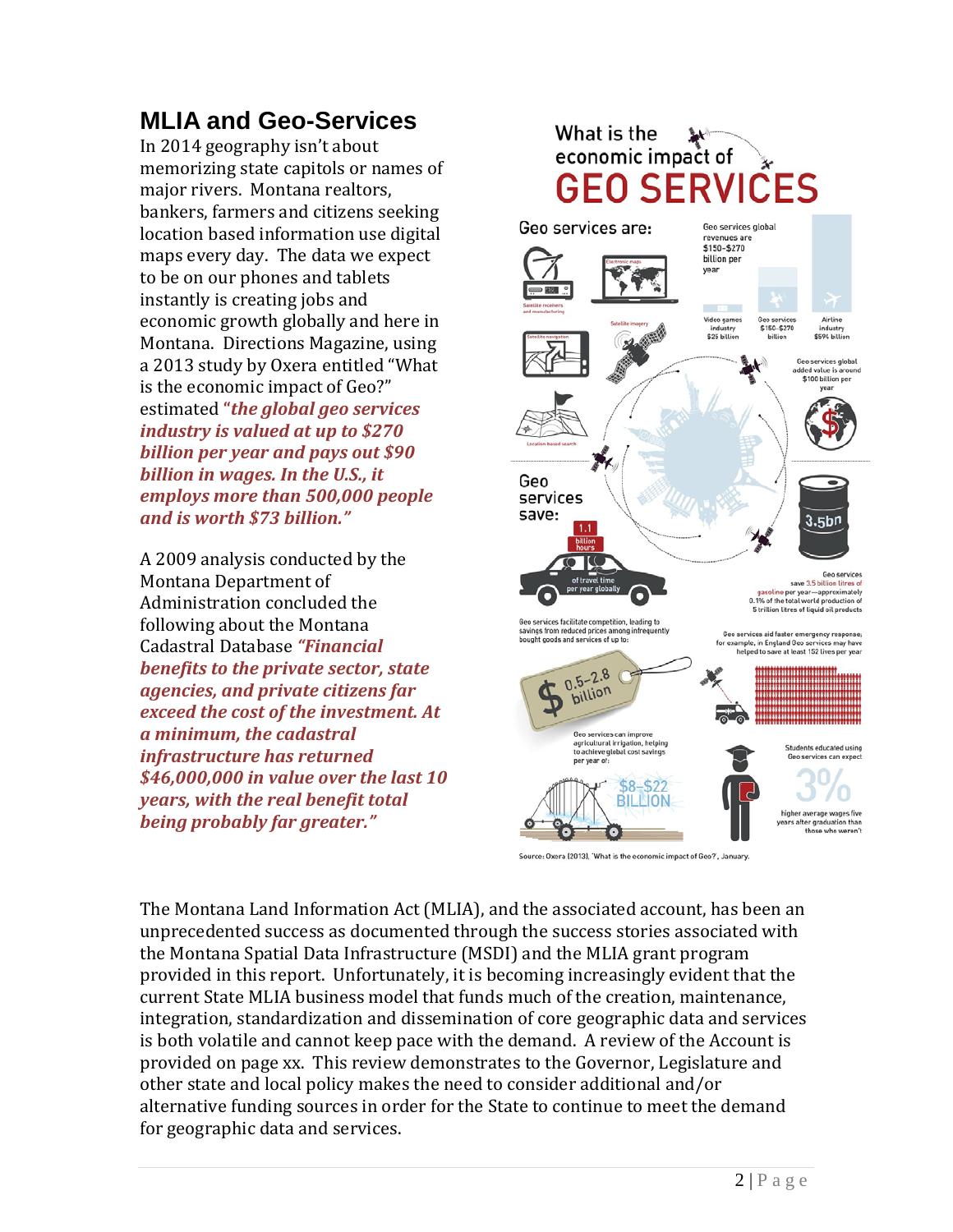## MLIA and Geo-Services

In 2014 geography isn't about memorizing state capitols or names of major rivers. Montana realtors, bankers, farmers and citizens seeking location based information use digital maps every day. The data we expect to be on our phones and tablets instantly is creating jobs and economic growth globally and here in Montana. Directions Magazine, using a 2013 study by Oxera entitled "What is the economic impact of Geo?" estimated ***"the global geo services industry is valued at up to $270 billion per year and pays out $90 billion in wages. In the U.S., it employs more than 500,000 people and is worth $73 billion."***

A 2009 analysis conducted by the Montana Department of Administration concluded the following about the Montana Cadastral Database ***"Financial benefits to the private sector, state agencies, and private citizens far exceed the cost of the investment. At a minimum, the cadastral infrastructure has returned $46,000,000 in value over the last 10 years, with the real benefit total being probably far greater."***

What is the economic impact of GEO SERVICES

Geo services are: Satellite receivers and manufacturing; Electronic maps; Satellite navigation; Satellite imagery; Location based search

Geo services global revenues are $150–$270 billion per year

Video games industry $25 billion; Geo services $150–$270 billion; Airline industry $594 billion

Geo services global added value is around $100 billion per year

Geo services save:

1.1 billion hours of travel time per year globally

Geo services save 3.5 billion litres of gasoline per year—approximately 0.1% of the total world production of 5 trillion litres of liquid oil products

Geo services facilitate competition, leading to savings from reduced prices among infrequently bought goods and services of up to: $0.5–2.8 billion

Geo services aid faster emergency response; for example, in England Geo services may have helped to save at least 152 lives per year

Geo services can improve agricultural irrigation, helping to achieve global cost savings per year of: $8–$22 BILLION

Students educated using Geo services can expect 3% higher average wages five years after graduation than those who weren't

Source: Oxera (2013), 'What is the economic impact of Geo?', January.

The Montana Land Information Act (MLIA), and the associated account, has been an unprecedented success as documented through the success stories associated with the Montana Spatial Data Infrastructure (MSDI) and the MLIA grant program provided in this report. Unfortunately, it is becoming increasingly evident that the current State MLIA business model that funds much of the creation, maintenance, integration, standardization and dissemination of core geographic data and services is both volatile and cannot keep pace with the demand. A review of the Account is provided on page xx. This review demonstrates to the Governor, Legislature and other state and local policy makes the need to consider additional and/or alternative funding sources in order for the State to continue to meet the demand for geographic data and services.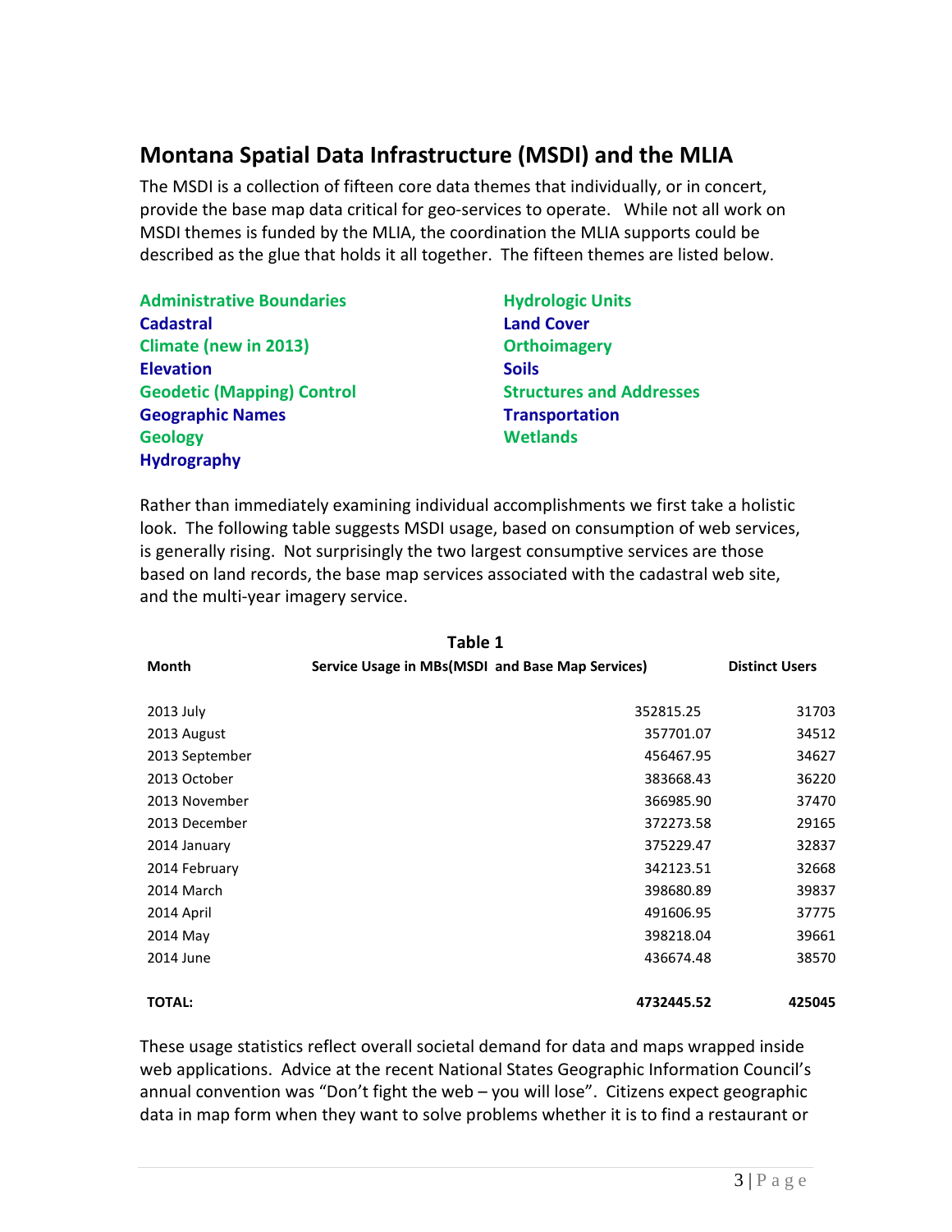## Montana Spatial Data Infrastructure (MSDI) and the MLIA

The MSDI is a collection of fifteen core data themes that individually, or in concert, provide the base map data critical for geo-services to operate. While not all work on MSDI themes is funded by the MLIA, the coordination the MLIA supports could be described as the glue that holds it all together. The fifteen themes are listed below.

**Administrative Boundaries**
**Cadastral**
**Climate (new in 2013)**
**Elevation**
**Geodetic (Mapping) Control**
**Geographic Names**
**Geology**
**Hydrography**
**Hydrologic Units**
**Land Cover**
**Orthoimagery**
**Soils**
**Structures and Addresses**
**Transportation**
**Wetlands**

Rather than immediately examining individual accomplishments we first take a holistic look. The following table suggests MSDI usage, based on consumption of web services, is generally rising. Not surprisingly the two largest consumptive services are those based on land records, the base map services associated with the cadastral web site, and the multi-year imagery service.

**Table 1**

| Month | Service Usage in MBs(MSDI and Base Map Services) | Distinct Users |
|---|---|---|
| 2013 July | 352815.25 | 31703 |
| 2013 August | 357701.07 | 34512 |
| 2013 September | 456467.95 | 34627 |
| 2013 October | 383668.43 | 36220 |
| 2013 November | 366985.90 | 37470 |
| 2013 December | 372273.58 | 29165 |
| 2014 January | 375229.47 | 32837 |
| 2014 February | 342123.51 | 32668 |
| 2014 March | 398680.89 | 39837 |
| 2014 April | 491606.95 | 37775 |
| 2014 May | 398218.04 | 39661 |
| 2014 June | 436674.48 | 38570 |
| **TOTAL:** | **4732445.52** | **425045** |

These usage statistics reflect overall societal demand for data and maps wrapped inside web applications. Advice at the recent National States Geographic Information Council's annual convention was "Don't fight the web – you will lose". Citizens expect geographic data in map form when they want to solve problems whether it is to find a restaurant or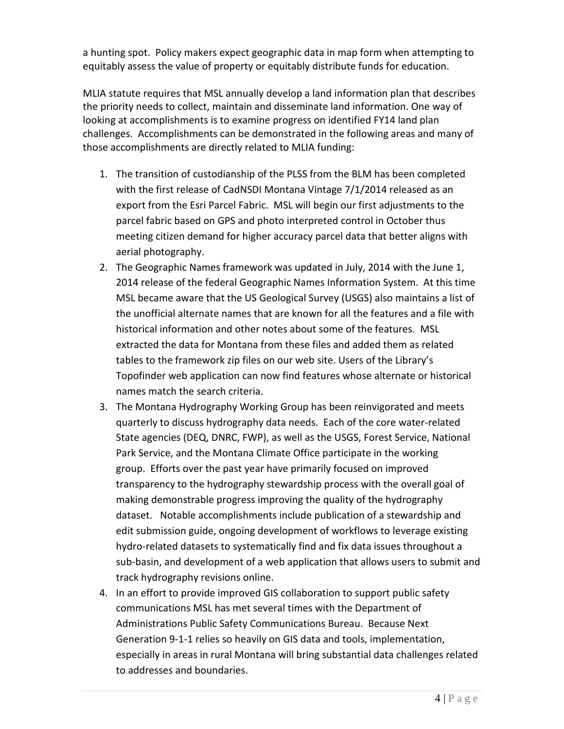a hunting spot. Policy makers expect geographic data in map form when attempting to equitably assess the value of property or equitably distribute funds for education.

MLIA statute requires that MSL annually develop a land information plan that describes the priority needs to collect, maintain and disseminate land information. One way of looking at accomplishments is to examine progress on identified FY14 land plan challenges. Accomplishments can be demonstrated in the following areas and many of those accomplishments are directly related to MLIA funding:

1. The transition of custodianship of the PLSS from the BLM has been completed with the first release of CadNSDI Montana Vintage 7/1/2014 released as an export from the Esri Parcel Fabric. MSL will begin our first adjustments to the parcel fabric based on GPS and photo interpreted control in October thus meeting citizen demand for higher accuracy parcel data that better aligns with aerial photography.
2. The Geographic Names framework was updated in July, 2014 with the June 1, 2014 release of the federal Geographic Names Information System. At this time MSL became aware that the US Geological Survey (USGS) also maintains a list of the unofficial alternate names that are known for all the features and a file with historical information and other notes about some of the features. MSL extracted the data for Montana from these files and added them as related tables to the framework zip files on our web site. Users of the Library's Topofinder web application can now find features whose alternate or historical names match the search criteria.
3. The Montana Hydrography Working Group has been reinvigorated and meets quarterly to discuss hydrography data needs. Each of the core water-related State agencies (DEQ, DNRC, FWP), as well as the USGS, Forest Service, National Park Service, and the Montana Climate Office participate in the working group. Efforts over the past year have primarily focused on improved transparency to the hydrography stewardship process with the overall goal of making demonstrable progress improving the quality of the hydrography dataset. Notable accomplishments include publication of a stewardship and edit submission guide, ongoing development of workflows to leverage existing hydro-related datasets to systematically find and fix data issues throughout a sub-basin, and development of a web application that allows users to submit and track hydrography revisions online.
4. In an effort to provide improved GIS collaboration to support public safety communications MSL has met several times with the Department of Administrations Public Safety Communications Bureau. Because Next Generation 9-1-1 relies so heavily on GIS data and tools, implementation, especially in areas in rural Montana will bring substantial data challenges related to addresses and boundaries.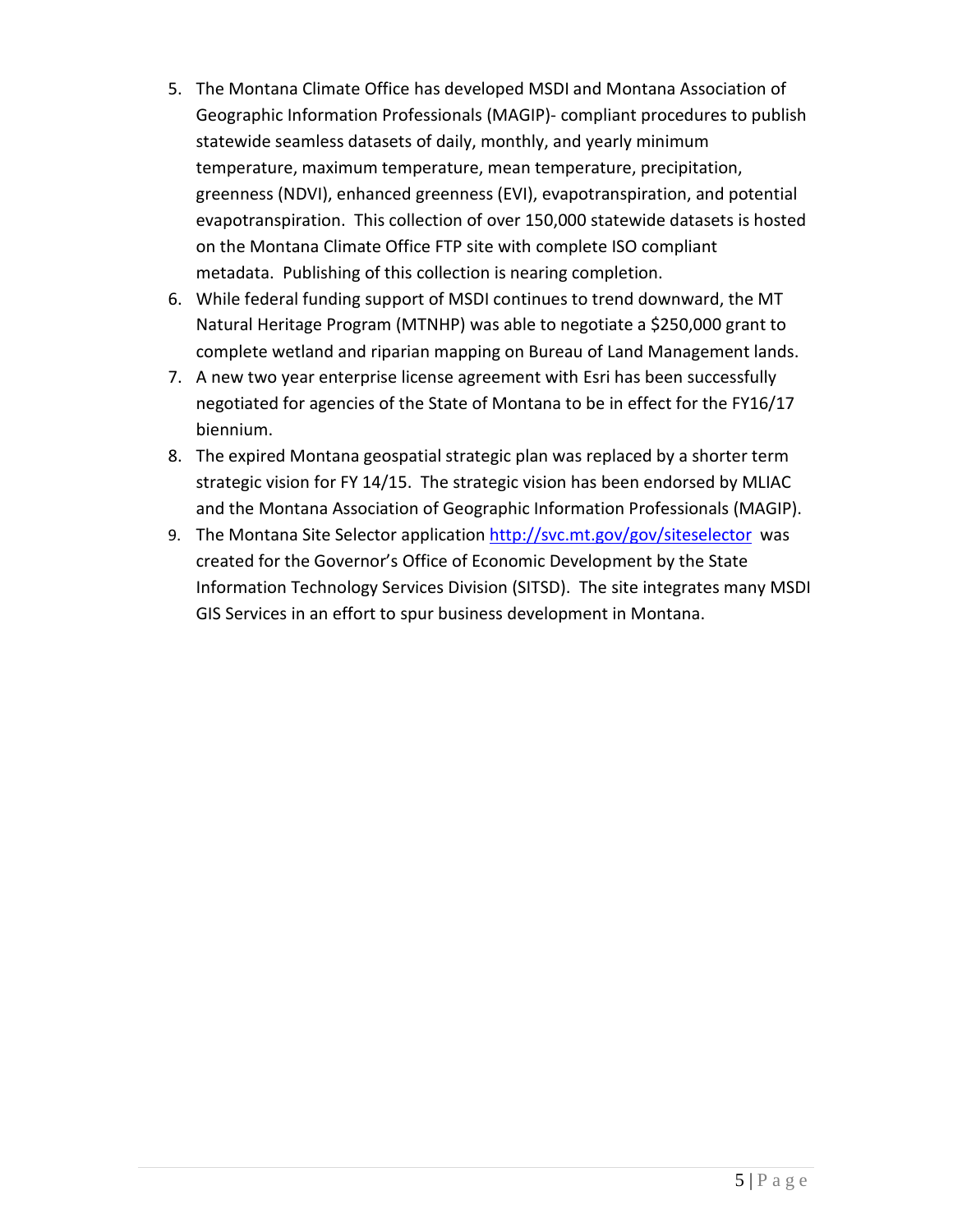5. The Montana Climate Office has developed MSDI and Montana Association of Geographic Information Professionals (MAGIP)- compliant procedures to publish statewide seamless datasets of daily, monthly, and yearly minimum temperature, maximum temperature, mean temperature, precipitation, greenness (NDVI), enhanced greenness (EVI), evapotranspiration, and potential evapotranspiration. This collection of over 150,000 statewide datasets is hosted on the Montana Climate Office FTP site with complete ISO compliant metadata. Publishing of this collection is nearing completion.
6. While federal funding support of MSDI continues to trend downward, the MT Natural Heritage Program (MTNHP) was able to negotiate a $250,000 grant to complete wetland and riparian mapping on Bureau of Land Management lands.
7. A new two year enterprise license agreement with Esri has been successfully negotiated for agencies of the State of Montana to be in effect for the FY16/17 biennium.
8. The expired Montana geospatial strategic plan was replaced by a shorter term strategic vision for FY 14/15. The strategic vision has been endorsed by MLIAC and the Montana Association of Geographic Information Professionals (MAGIP).
9. The Montana Site Selector application [http://svc.mt.gov/gov/siteselector](http://svc.mt.gov/gov/siteselector) was created for the Governor's Office of Economic Development by the State Information Technology Services Division (SITSD). The site integrates many MSDI GIS Services in an effort to spur business development in Montana.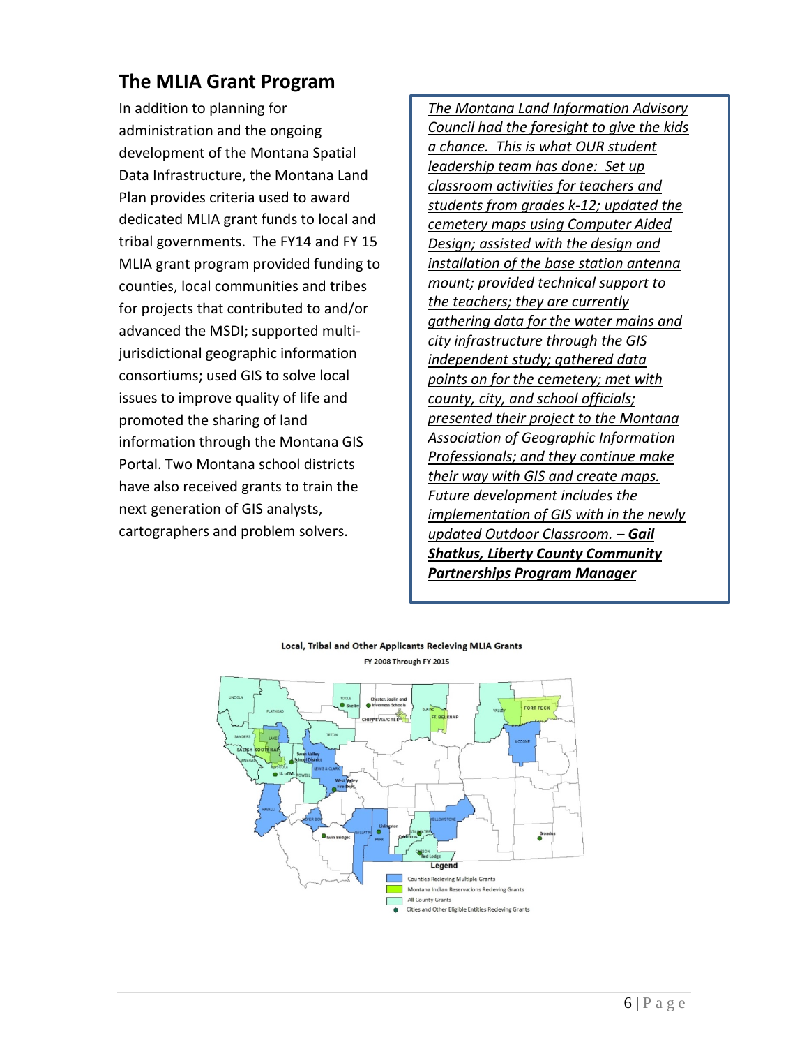## The MLIA Grant Program

In addition to planning for administration and the ongoing development of the Montana Spatial Data Infrastructure, the Montana Land Plan provides criteria used to award dedicated MLIA grant funds to local and tribal governments. The FY14 and FY 15 MLIA grant program provided funding to counties, local communities and tribes for projects that contributed to and/or advanced the MSDI; supported multi-jurisdictional geographic information consortiums; used GIS to solve local issues to improve quality of life and promoted the sharing of land information through the Montana GIS Portal. Two Montana school districts have also received grants to train the next generation of GIS analysts, cartographers and problem solvers.

> *The Montana Land Information Advisory Council had the foresight to give the kids a chance. This is what OUR student leadership team has done: Set up classroom activities for teachers and students from grades k-12; updated the cemetery maps using Computer Aided Design; assisted with the design and installation of the base station antenna mount; provided technical support to the teachers; they are currently gathering data for the water mains and city infrastructure through the GIS independent study; gathered data points on for the cemetery; met with county, city, and school officials; presented their project to the Montana Association of Geographic Information Professionals; and they continue make their way with GIS and create maps. Future development includes the implementation of GIS with in the newly updated Outdoor Classroom.* – ***Gail Shatkus, Liberty County Community Partnerships Program Manager***

**Local, Tribal and Other Applicants Recieving MLIA Grants**

FY 2008 Through FY 2015

Legend
- Counties Recieving Multiple Grants
- Montana Indian Reservations Recieving Grants
- All County Grants
- Cities and Other Eligible Entities Recieving Grants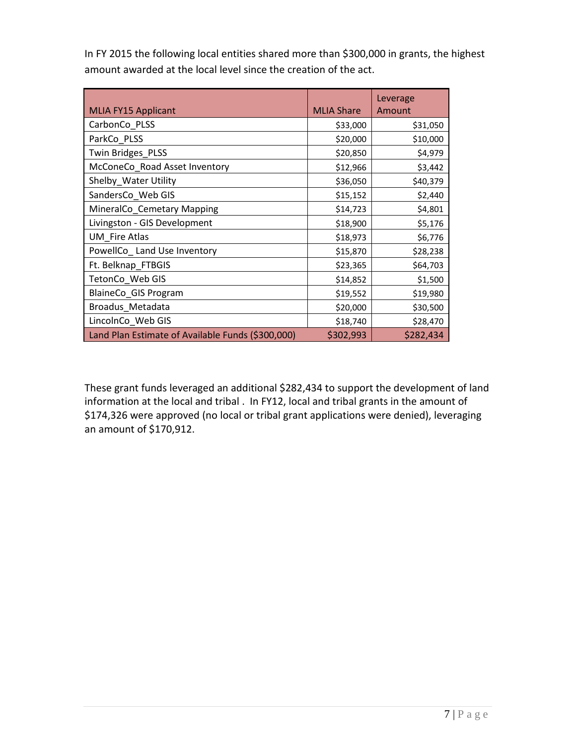In FY 2015 the following local entities shared more than $300,000 in grants, the highest amount awarded at the local level since the creation of the act.

| MLIA FY15 Applicant | MLIA Share | Leverage Amount |
|---|---|---|
| CarbonCo_PLSS | $33,000 | $31,050 |
| ParkCo_PLSS | $20,000 | $10,000 |
| Twin Bridges_PLSS | $20,850 | $4,979 |
| McConeCo_Road Asset Inventory | $12,966 | $3,442 |
| Shelby_Water Utility | $36,050 | $40,379 |
| SandersCo_Web GIS | $15,152 | $2,440 |
| MineralCo_Cemetary Mapping | $14,723 | $4,801 |
| Livingston - GIS Development | $18,900 | $5,176 |
| UM_Fire Atlas | $18,973 | $6,776 |
| PowellCo_ Land Use Inventory | $15,870 | $28,238 |
| Ft. Belknap_FTBGIS | $23,365 | $64,703 |
| TetonCo_Web GIS | $14,852 | $1,500 |
| BlaineCo_GIS Program | $19,552 | $19,980 |
| Broadus_Metadata | $20,000 | $30,500 |
| LincolnCo_Web GIS | $18,740 | $28,470 |
| Land Plan Estimate of Available Funds ($300,000) | $302,993 | $282,434 |

These grant funds leveraged an additional $282,434 to support the development of land information at the local and tribal . In FY12, local and tribal grants in the amount of $174,326 were approved (no local or tribal grant applications were denied), leveraging an amount of $170,912.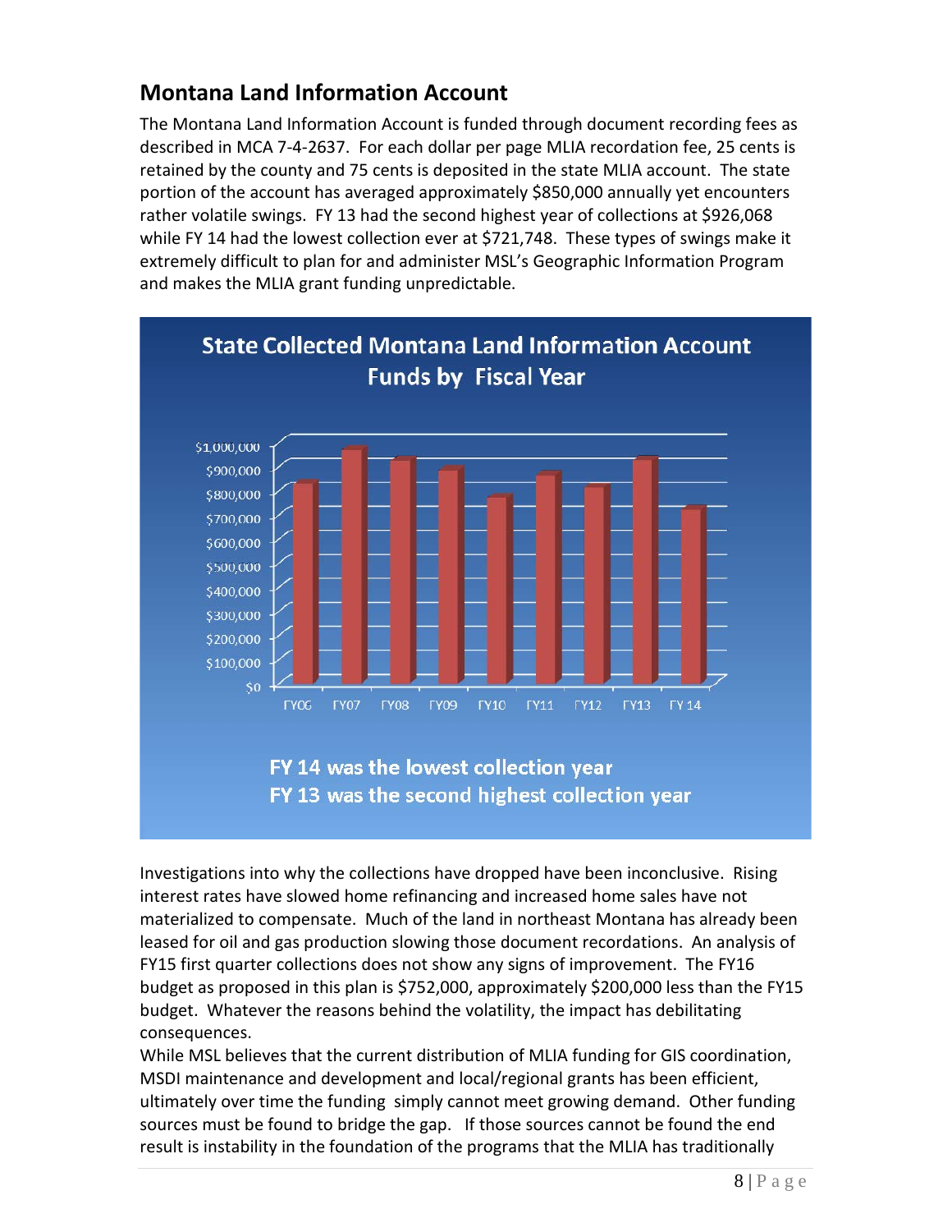## Montana Land Information Account

The Montana Land Information Account is funded through document recording fees as described in MCA 7-4-2637. For each dollar per page MLIA recordation fee, 25 cents is retained by the county and 75 cents is deposited in the state MLIA account. The state portion of the account has averaged approximately $850,000 annually yet encounters rather volatile swings. FY 13 had the second highest year of collections at $926,068 while FY 14 had the lowest collection ever at $721,748. These types of swings make it extremely difficult to plan for and administer MSL's Geographic Information Program and makes the MLIA grant funding unpredictable.

**State Collected Montana Land Information Account Funds by Fiscal Year**

**FY 14 was the lowest collection year**
**FY 13 was the second highest collection year**

Investigations into why the collections have dropped have been inconclusive. Rising interest rates have slowed home refinancing and increased home sales have not materialized to compensate. Much of the land in northeast Montana has already been leased for oil and gas production slowing those document recordations. An analysis of FY15 first quarter collections does not show any signs of improvement. The FY16 budget as proposed in this plan is $752,000, approximately $200,000 less than the FY15 budget. Whatever the reasons behind the volatility, the impact has debilitating consequences.

While MSL believes that the current distribution of MLIA funding for GIS coordination, MSDI maintenance and development and local/regional grants has been efficient, ultimately over time the funding simply cannot meet growing demand. Other funding sources must be found to bridge the gap. If those sources cannot be found the end result is instability in the foundation of the programs that the MLIA has traditionally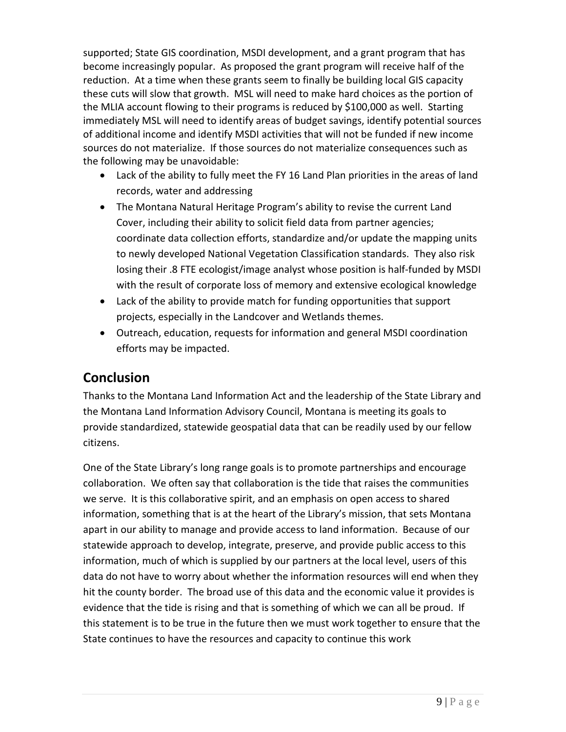supported; State GIS coordination, MSDI development, and a grant program that has become increasingly popular. As proposed the grant program will receive half of the reduction. At a time when these grants seem to finally be building local GIS capacity these cuts will slow that growth. MSL will need to make hard choices as the portion of the MLIA account flowing to their programs is reduced by $100,000 as well. Starting immediately MSL will need to identify areas of budget savings, identify potential sources of additional income and identify MSDI activities that will not be funded if new income sources do not materialize. If those sources do not materialize consequences such as the following may be unavoidable:

- Lack of the ability to fully meet the FY 16 Land Plan priorities in the areas of land records, water and addressing
- The Montana Natural Heritage Program's ability to revise the current Land Cover, including their ability to solicit field data from partner agencies; coordinate data collection efforts, standardize and/or update the mapping units to newly developed National Vegetation Classification standards. They also risk losing their .8 FTE ecologist/image analyst whose position is half-funded by MSDI with the result of corporate loss of memory and extensive ecological knowledge
- Lack of the ability to provide match for funding opportunities that support projects, especially in the Landcover and Wetlands themes.
- Outreach, education, requests for information and general MSDI coordination efforts may be impacted.

## Conclusion

Thanks to the Montana Land Information Act and the leadership of the State Library and the Montana Land Information Advisory Council, Montana is meeting its goals to provide standardized, statewide geospatial data that can be readily used by our fellow citizens.

One of the State Library's long range goals is to promote partnerships and encourage collaboration. We often say that collaboration is the tide that raises the communities we serve. It is this collaborative spirit, and an emphasis on open access to shared information, something that is at the heart of the Library's mission, that sets Montana apart in our ability to manage and provide access to land information. Because of our statewide approach to develop, integrate, preserve, and provide public access to this information, much of which is supplied by our partners at the local level, users of this data do not have to worry about whether the information resources will end when they hit the county border. The broad use of this data and the economic value it provides is evidence that the tide is rising and that is something of which we can all be proud. If this statement is to be true in the future then we must work together to ensure that the State continues to have the resources and capacity to continue this work